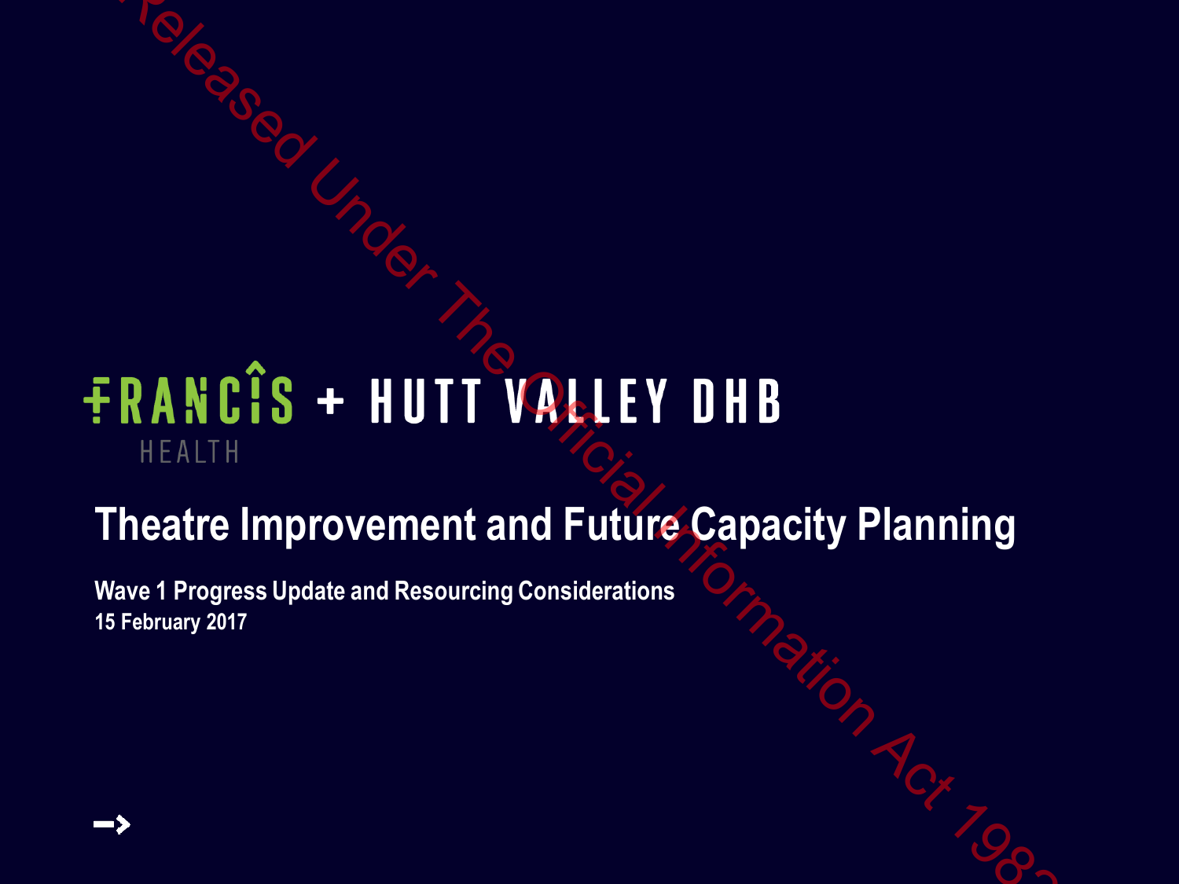FRANCIS HEALTH + HUTT VALLEY DHB

# Theatre Improvement and Future Capacity Planning

**Wave 1 Progress Update and Resourcing Considerations**
**15 February 2017**

Released Under The Official Information Act 1982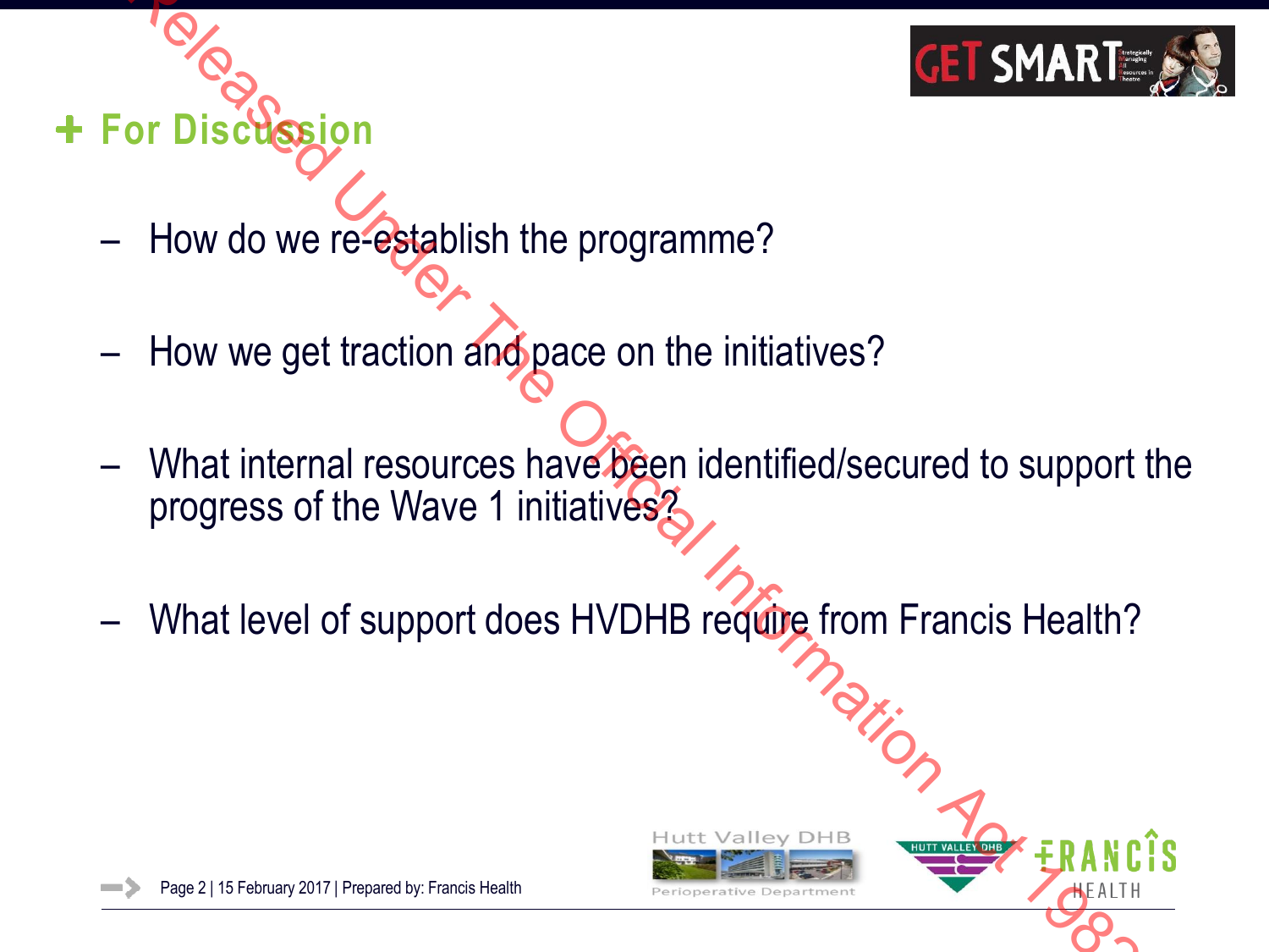## + For Discussion

- How do we re-establish the programme?
- How we get traction and pace on the initiatives?
- What internal resources have been identified/secured to support the progress of the Wave 1 initiatives?
- What level of support does HVDHB require from Francis Health?

Released Under The Official Information Act 1982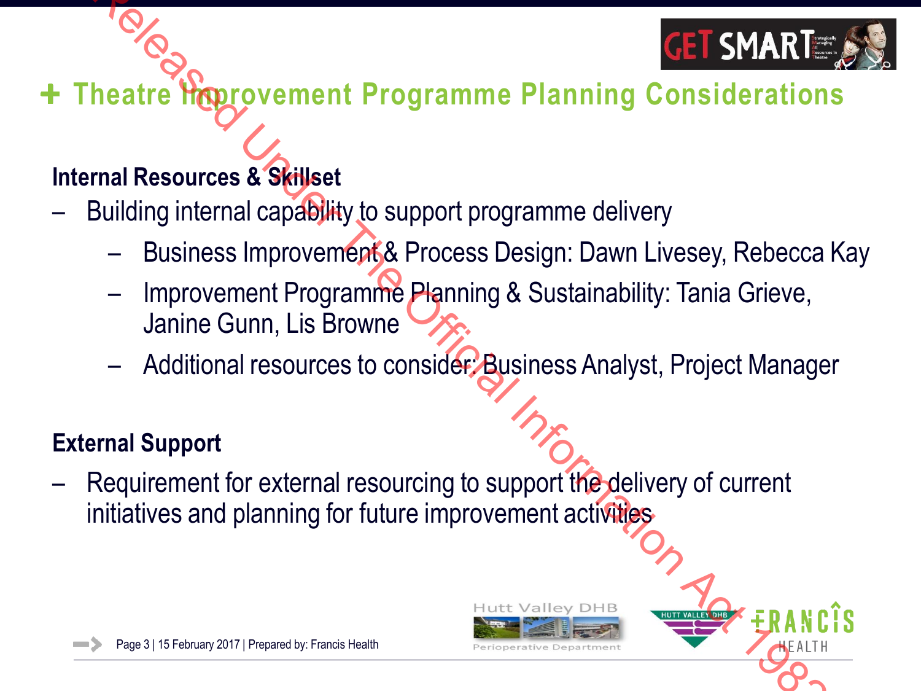# Theatre Improvement Programme Planning Considerations

**Internal Resources & Skillset**

- Building internal capability to support programme delivery
  - Business Improvement & Process Design: Dawn Livesey, Rebecca Kay
  - Improvement Programme Planning & Sustainability: Tania Grieve, Janine Gunn, Lis Browne
  - Additional resources to consider: Business Analyst, Project Manager

**External Support**

- Requirement for external resourcing to support the delivery of current initiatives and planning for future improvement activities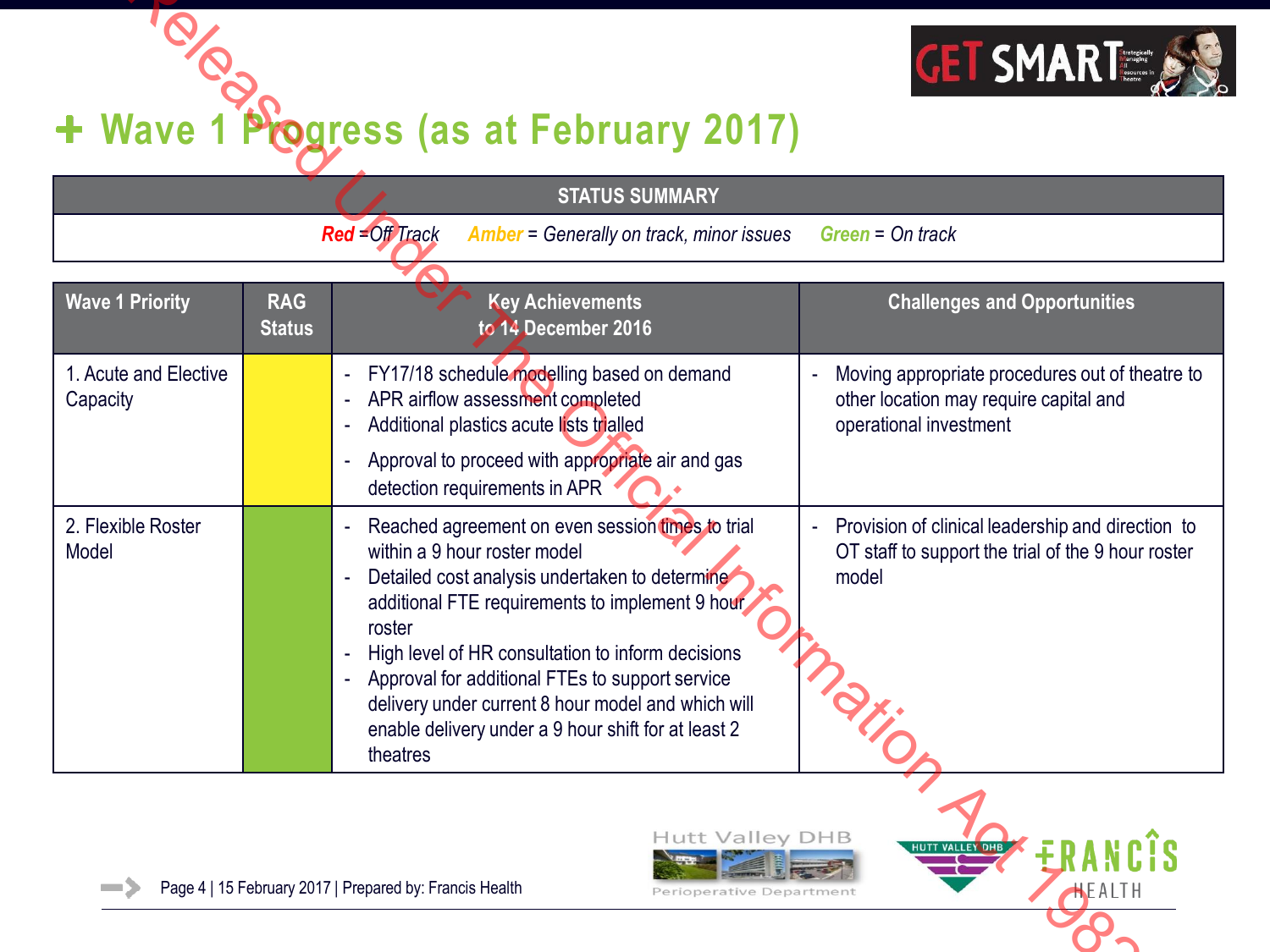# Wave 1 Progress (as at February 2017)

| STATUS SUMMARY |
|---|
| ***Red*** *=Off Track* ***Amber*** *= Generally on track, minor issues* ***Green*** *= On track* |

| Wave 1 Priority | RAG Status | Key Achievements to 14 December 2016 | Challenges and Opportunities |
|---|---|---|---|
| 1. Acute and Elective Capacity | Amber | - FY17/18 schedule modelling based on demand<br>- APR airflow assessment completed<br>- Additional plastics acute lists trialled<br>- Approval to proceed with appropriate air and gas detection requirements in APR | - Moving appropriate procedures out of theatre to other location may require capital and operational investment |
| 2. Flexible Roster Model | Green | - Reached agreement on even session times to trial within a 9 hour roster model<br>- Detailed cost analysis undertaken to determine additional FTE requirements to implement 9 hour roster<br>- High level of HR consultation to inform decisions<br>- Approval for additional FTEs to support service delivery under current 8 hour model and which will enable delivery under a 9 hour shift for at least 2 theatres | - Provision of clinical leadership and direction to OT staff to support the trial of the 9 hour roster model |

Page 4 | 15 February 2017 | Prepared by: Francis Health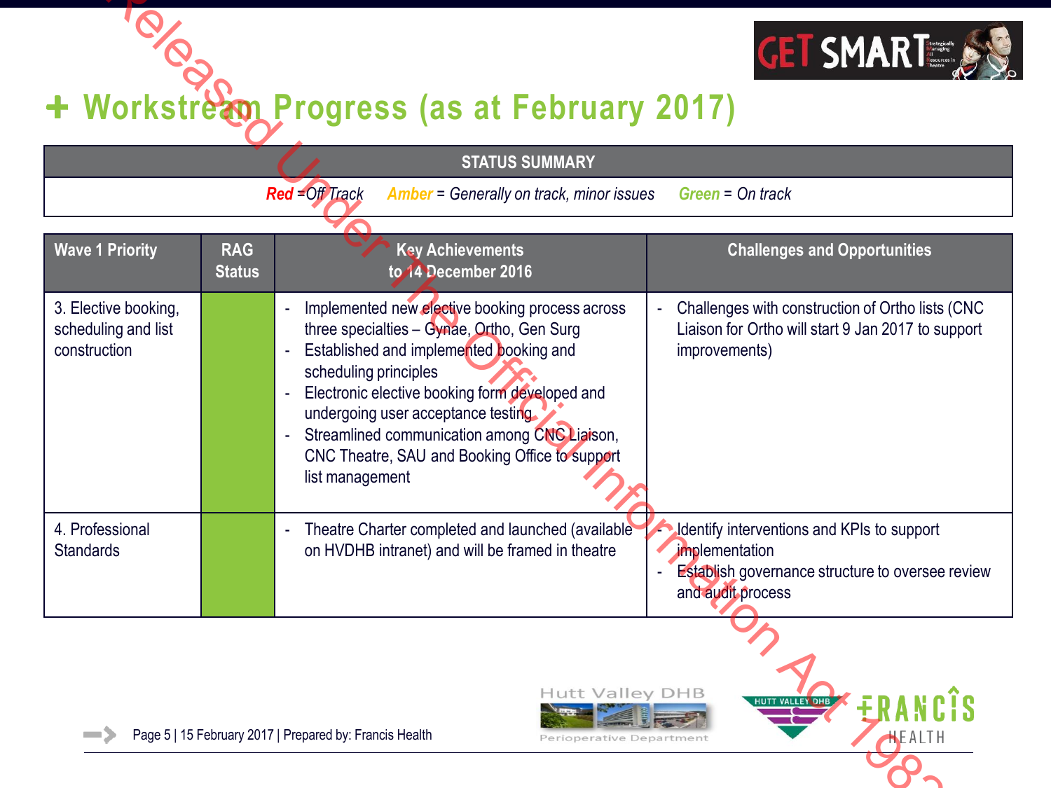# Workstream Progress (as at February 2017)

| STATUS SUMMARY |
| --- |
| ***Red** = Off Track*     ***Amber** = Generally on track, minor issues*     ***Green** = On track* |

| Wave 1 Priority | RAG Status | Key Achievements to 14 December 2016 | Challenges and Opportunities |
| --- | --- | --- | --- |
| 3. Elective booking, scheduling and list construction | Green | - Implemented new elective booking process across three specialties – Gynae, Ortho, Gen Surg<br>- Established and implemented booking and scheduling principles<br>- Electronic elective booking form developed and undergoing user acceptance testing<br>- Streamlined communication among CNC Liaison, CNC Theatre, SAU and Booking Office to support list management | - Challenges with construction of Ortho lists (CNC Liaison for Ortho will start 9 Jan 2017 to support improvements) |
| 4. Professional Standards | Green | - Theatre Charter completed and launched (available on HVDHB intranet) and will be framed in theatre | - Identify interventions and KPIs to support implementation<br>- Establish governance structure to oversee review and audit process |

Page 5 | 15 February 2017 | Prepared by: Francis Health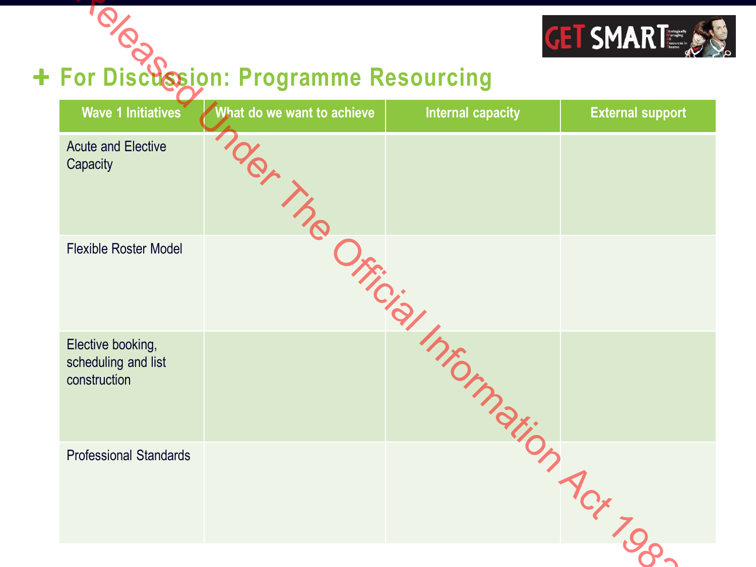## For Discussion: Programme Resourcing

| Wave 1 Initiatives | What do we want to achieve | Internal capacity | External support |
| --- | --- | --- | --- |
| Acute and Elective Capacity | | | |
| Flexible Roster Model | | | |
| Elective booking, scheduling and list construction | | | |
| Professional Standards | | | |

Released Under The Official Information Act 1982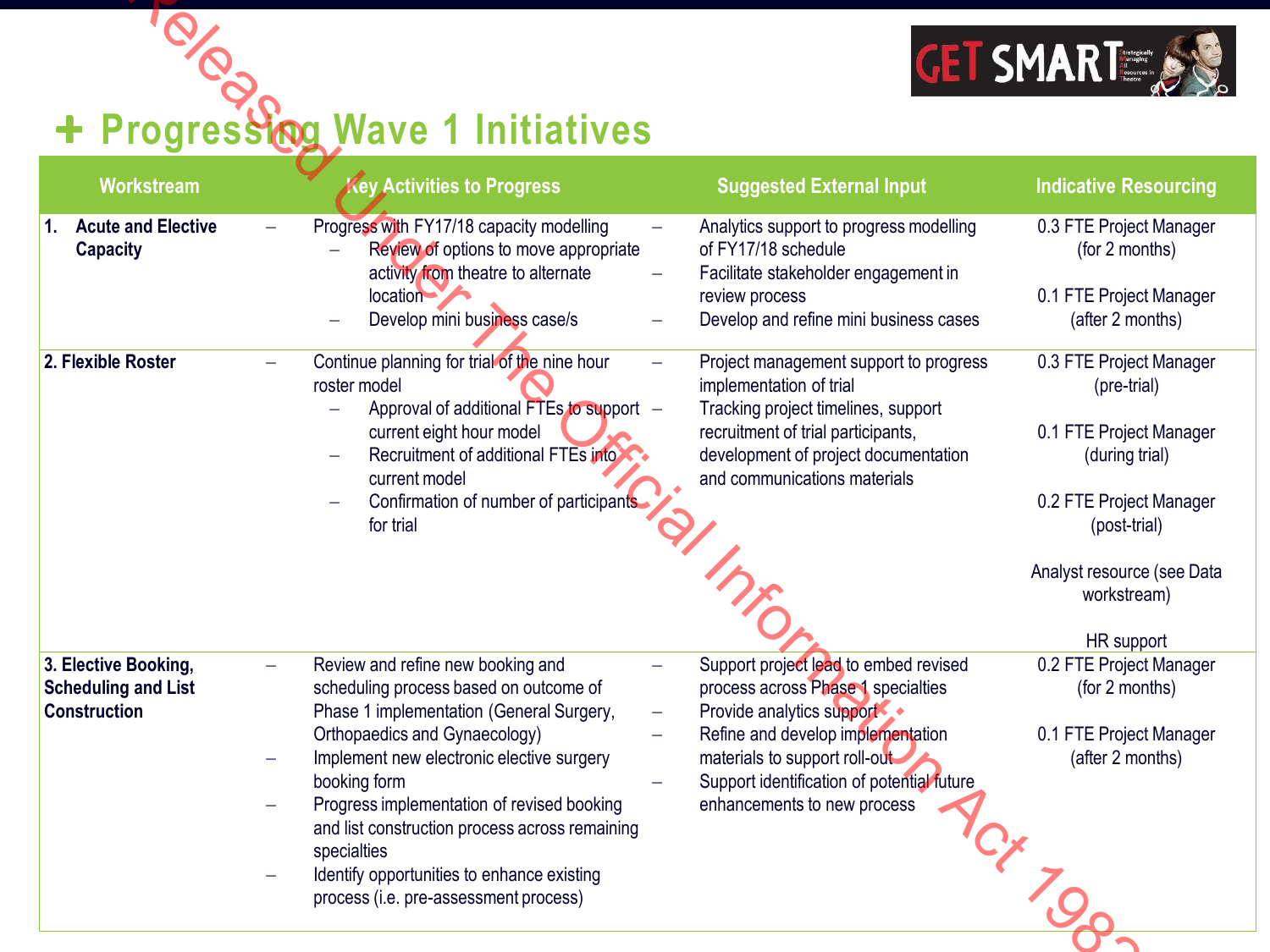# Progressing Wave 1 Initiatives

| Workstream | Key Activities to Progress | Suggested External Input | Indicative Resourcing |
|---|---|---|---|
| 1. **Acute and Elective Capacity** | – Progress with FY17/18 capacity modelling<br>  – Review of options to move appropriate activity from theatre to alternate location<br>  – Develop mini business case/s | – Analytics support to progress modelling of FY17/18 schedule<br>– Facilitate stakeholder engagement in review process<br>– Develop and refine mini business cases | 0.3 FTE Project Manager (for 2 months)<br><br>0.1 FTE Project Manager (after 2 months) |
| **2. Flexible Roster** | – Continue planning for trial of the nine hour roster model<br>  – Approval of additional FTEs to support current eight hour model<br>  – Recruitment of additional FTEs into current model<br>  – Confirmation of number of participants for trial | – Project management support to progress implementation of trial<br>– Tracking project timelines, support recruitment of trial participants, development of project documentation and communications materials | 0.3 FTE Project Manager (pre-trial)<br><br>0.1 FTE Project Manager (during trial)<br><br>0.2 FTE Project Manager (post-trial)<br><br>Analyst resource (see Data workstream)<br><br>HR support |
| **3. Elective Booking, Scheduling and List Construction** | – Review and refine new booking and scheduling process based on outcome of Phase 1 implementation (General Surgery, Orthopaedics and Gynaecology)<br>– Implement new electronic elective surgery booking form<br>– Progress implementation of revised booking and list construction process across remaining specialties<br>– Identify opportunities to enhance existing process (i.e. pre-assessment process) | – Support project lead to embed revised process across Phase 1 specialties<br>– Provide analytics support<br>– Refine and develop implementation materials to support roll-out<br>– Support identification of potential future enhancements to new process | 0.2 FTE Project Manager (for 2 months)<br><br>0.1 FTE Project Manager (after 2 months) |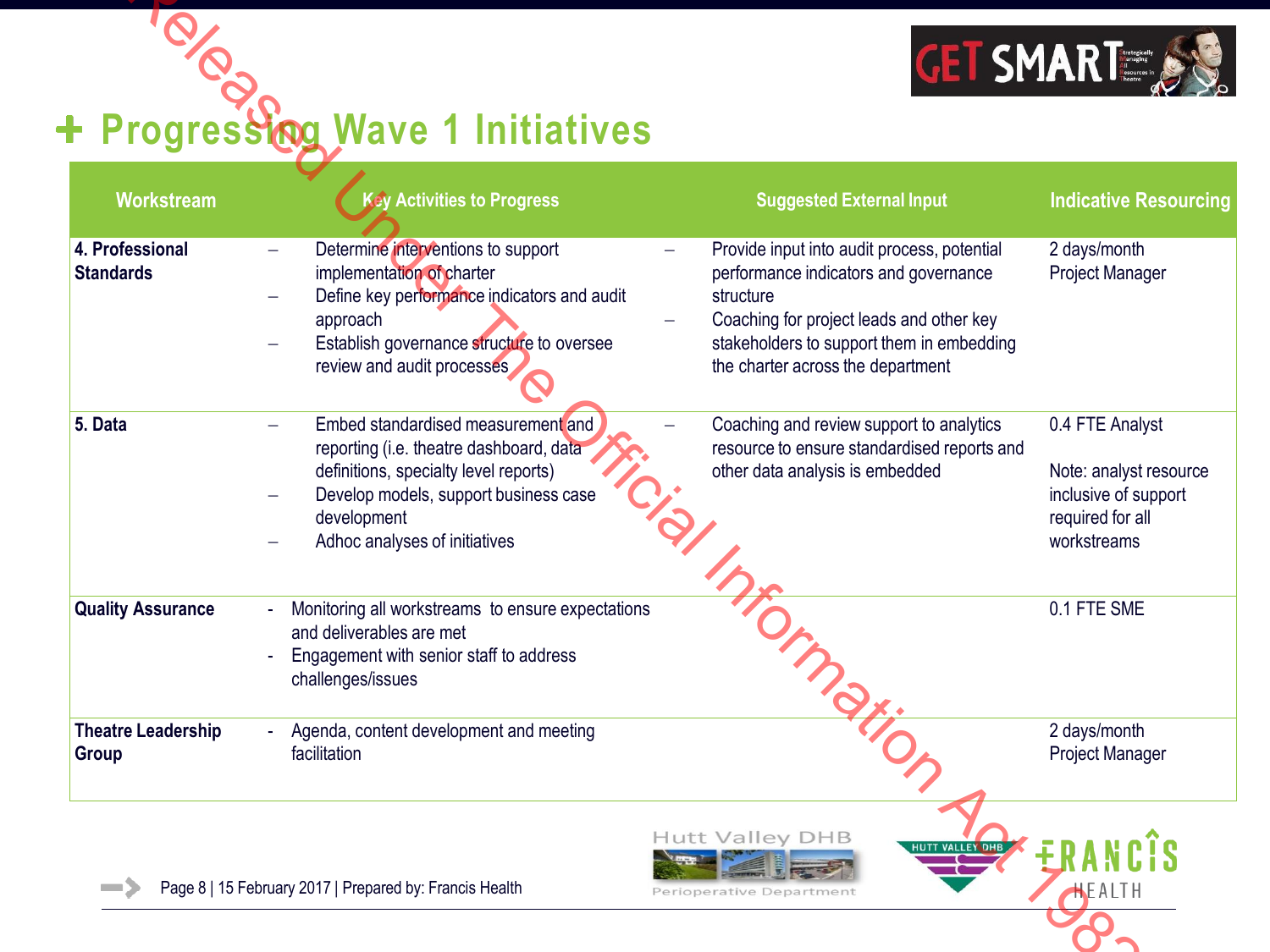# Progressing Wave 1 Initiatives

| Workstream | Key Activities to Progress | Suggested External Input | Indicative Resourcing |
|---|---|---|---|
| **4. Professional Standards** | – Determine interventions to support implementation of charter<br>– Define key performance indicators and audit approach<br>– Establish governance structure to oversee review and audit processes | – Provide input into audit process, potential performance indicators and governance structure<br>– Coaching for project leads and other key stakeholders to support them in embedding the charter across the department | 2 days/month Project Manager |
| **5. Data** | – Embed standardised measurement and reporting (i.e. theatre dashboard, data definitions, specialty level reports)<br>– Develop models, support business case development<br>– Adhoc analyses of initiatives | – Coaching and review support to analytics resource to ensure standardised reports and other data analysis is embedded | 0.4 FTE Analyst<br><br>Note: analyst resource inclusive of support required for all workstreams |
| **Quality Assurance** | - Monitoring all workstreams to ensure expectations and deliverables are met<br>- Engagement with senior staff to address challenges/issues | | 0.1 FTE SME |
| **Theatre Leadership Group** | - Agenda, content development and meeting facilitation | | 2 days/month Project Manager |

Released Under The Official Information Act 1982